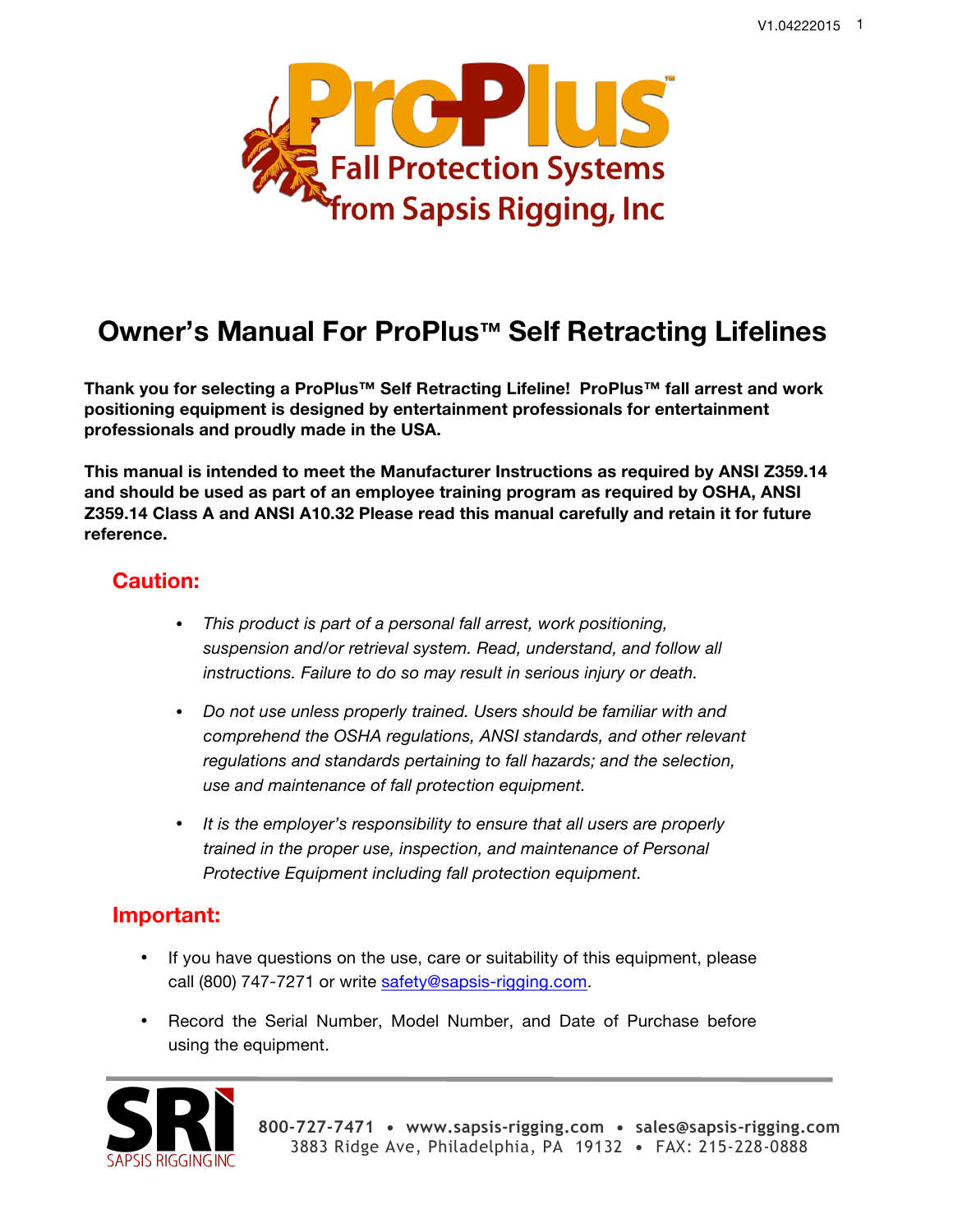# ProPlus™ Fall Protection Systems from Sapsis Rigging, Inc

# Owner's Manual For ProPlus™ Self Retracting Lifelines

**Thank you for selecting a ProPlus™ Self Retracting Lifeline! ProPlus™ fall arrest and work positioning equipment is designed by entertainment professionals for entertainment professionals and proudly made in the USA.**

**This manual is intended to meet the Manufacturer Instructions as required by ANSI Z359.14 and should be used as part of an employee training program as required by OSHA, ANSI Z359.14 Class A and ANSI A10.32 Please read this manual carefully and retain it for future reference.**

## Caution:

- *This product is part of a personal fall arrest, work positioning, suspension and/or retrieval system. Read, understand, and follow all instructions. Failure to do so may result in serious injury or death.*
- *Do not use unless properly trained. Users should be familiar with and comprehend the OSHA regulations, ANSI standards, and other relevant regulations and standards pertaining to fall hazards; and the selection, use and maintenance of fall protection equipment.*
- *It is the employer's responsibility to ensure that all users are properly trained in the proper use, inspection, and maintenance of Personal Protective Equipment including fall protection equipment.*

## Important:

- If you have questions on the use, care or suitability of this equipment, please call (800) 747-7271 or write safety@sapsis-rigging.com.
- Record the Serial Number, Model Number, and Date of Purchase before using the equipment.

SRI SAPSIS RIGGING INC

**800-727-7471 • www.sapsis-rigging.com • sales@sapsis-rigging.com**
3883 Ridge Ave, Philadelphia, PA 19132 • FAX: 215-228-0888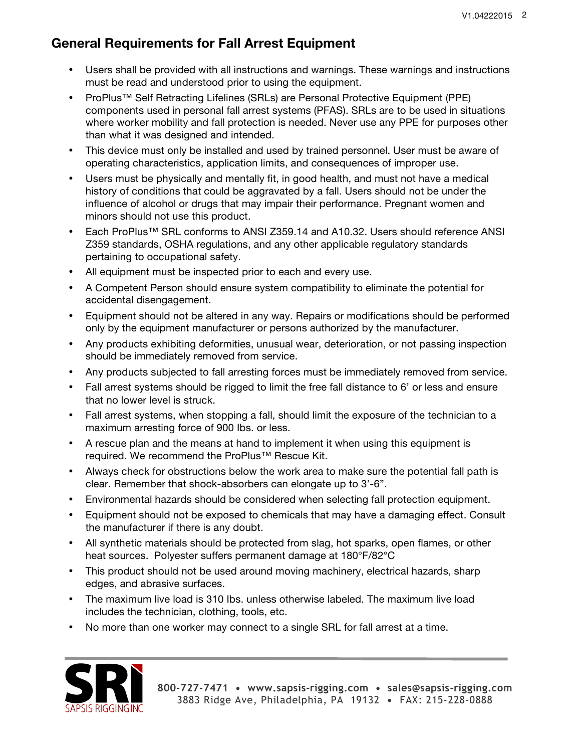## General Requirements for Fall Arrest Equipment

- Users shall be provided with all instructions and warnings. These warnings and instructions must be read and understood prior to using the equipment.
- ProPlus™ Self Retracting Lifelines (SRLs) are Personal Protective Equipment (PPE) components used in personal fall arrest systems (PFAS). SRLs are to be used in situations where worker mobility and fall protection is needed. Never use any PPE for purposes other than what it was designed and intended.
- This device must only be installed and used by trained personnel. User must be aware of operating characteristics, application limits, and consequences of improper use.
- Users must be physically and mentally fit, in good health, and must not have a medical history of conditions that could be aggravated by a fall. Users should not be under the influence of alcohol or drugs that may impair their performance. Pregnant women and minors should not use this product.
- Each ProPlus™ SRL conforms to ANSI Z359.14 and A10.32. Users should reference ANSI Z359 standards, OSHA regulations, and any other applicable regulatory standards pertaining to occupational safety.
- All equipment must be inspected prior to each and every use.
- A Competent Person should ensure system compatibility to eliminate the potential for accidental disengagement.
- Equipment should not be altered in any way. Repairs or modifications should be performed only by the equipment manufacturer or persons authorized by the manufacturer.
- Any products exhibiting deformities, unusual wear, deterioration, or not passing inspection should be immediately removed from service.
- Any products subjected to fall arresting forces must be immediately removed from service.
- Fall arrest systems should be rigged to limit the free fall distance to 6' or less and ensure that no lower level is struck.
- Fall arrest systems, when stopping a fall, should limit the exposure of the technician to a maximum arresting force of 900 lbs. or less.
- A rescue plan and the means at hand to implement it when using this equipment is required. We recommend the ProPlus™ Rescue Kit.
- Always check for obstructions below the work area to make sure the potential fall path is clear. Remember that shock-absorbers can elongate up to 3'-6".
- Environmental hazards should be considered when selecting fall protection equipment.
- Equipment should not be exposed to chemicals that may have a damaging effect. Consult the manufacturer if there is any doubt.
- All synthetic materials should be protected from slag, hot sparks, open flames, or other heat sources. Polyester suffers permanent damage at 180°F/82°C
- This product should not be used around moving machinery, electrical hazards, sharp edges, and abrasive surfaces.
- The maximum live load is 310 lbs. unless otherwise labeled. The maximum live load includes the technician, clothing, tools, etc.
- No more than one worker may connect to a single SRL for fall arrest at a time.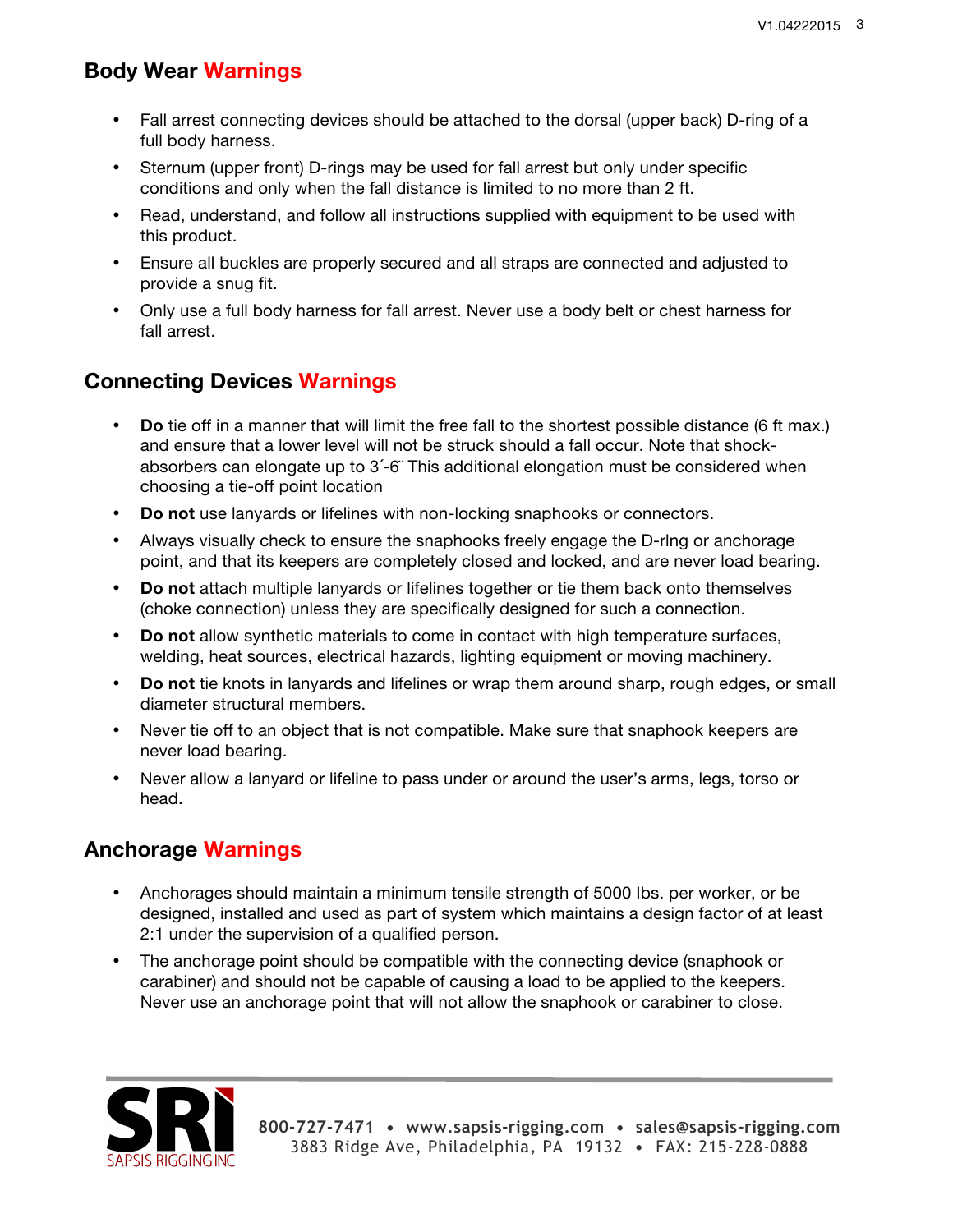## Body Wear Warnings

- Fall arrest connecting devices should be attached to the dorsal (upper back) D-ring of a full body harness.
- Sternum (upper front) D-rings may be used for fall arrest but only under specific conditions and only when the fall distance is limited to no more than 2 ft.
- Read, understand, and follow all instructions supplied with equipment to be used with this product.
- Ensure all buckles are properly secured and all straps are connected and adjusted to provide a snug fit.
- Only use a full body harness for fall arrest. Never use a body belt or chest harness for fall arrest.

## Connecting Devices Warnings

- **Do** tie off in a manner that will limit the free fall to the shortest possible distance (6 ft max.) and ensure that a lower level will not be struck should a fall occur. Note that shock-absorbers can elongate up to 3´-6¨ This additional elongation must be considered when choosing a tie-off point location
- **Do not** use lanyards or lifelines with non-locking snaphooks or connectors.
- Always visually check to ensure the snaphooks freely engage the D-rlng or anchorage point, and that its keepers are completely closed and locked, and are never load bearing.
- **Do not** attach multiple lanyards or lifelines together or tie them back onto themselves (choke connection) unless they are specifically designed for such a connection.
- **Do not** allow synthetic materials to come in contact with high temperature surfaces, welding, heat sources, electrical hazards, lighting equipment or moving machinery.
- **Do not** tie knots in lanyards and lifelines or wrap them around sharp, rough edges, or small diameter structural members.
- Never tie off to an object that is not compatible. Make sure that snaphook keepers are never load bearing.
- Never allow a lanyard or lifeline to pass under or around the user's arms, legs, torso or head.

## Anchorage Warnings

- Anchorages should maintain a minimum tensile strength of 5000 lbs. per worker, or be designed, installed and used as part of system which maintains a design factor of at least 2:1 under the supervision of a qualified person.
- The anchorage point should be compatible with the connecting device (snaphook or carabiner) and should not be capable of causing a load to be applied to the keepers. Never use an anchorage point that will not allow the snaphook or carabiner to close.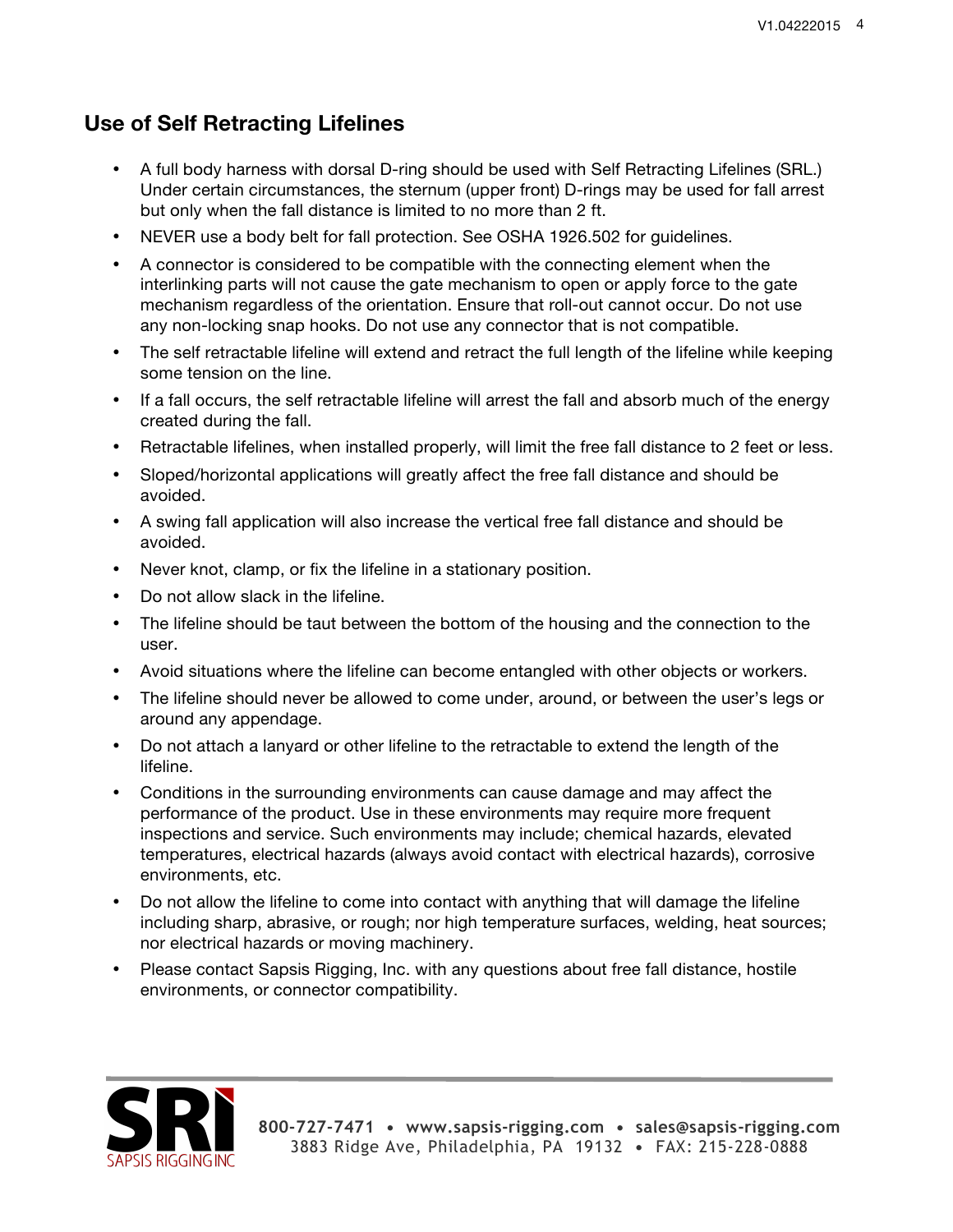## Use of Self Retracting Lifelines

- A full body harness with dorsal D-ring should be used with Self Retracting Lifelines (SRL.) Under certain circumstances, the sternum (upper front) D-rings may be used for fall arrest but only when the fall distance is limited to no more than 2 ft.
- NEVER use a body belt for fall protection. See OSHA 1926.502 for guidelines.
- A connector is considered to be compatible with the connecting element when the interlinking parts will not cause the gate mechanism to open or apply force to the gate mechanism regardless of the orientation. Ensure that roll-out cannot occur. Do not use any non-locking snap hooks. Do not use any connector that is not compatible.
- The self retractable lifeline will extend and retract the full length of the lifeline while keeping some tension on the line.
- If a fall occurs, the self retractable lifeline will arrest the fall and absorb much of the energy created during the fall.
- Retractable lifelines, when installed properly, will limit the free fall distance to 2 feet or less.
- Sloped/horizontal applications will greatly affect the free fall distance and should be avoided.
- A swing fall application will also increase the vertical free fall distance and should be avoided.
- Never knot, clamp, or fix the lifeline in a stationary position.
- Do not allow slack in the lifeline.
- The lifeline should be taut between the bottom of the housing and the connection to the user.
- Avoid situations where the lifeline can become entangled with other objects or workers.
- The lifeline should never be allowed to come under, around, or between the user's legs or around any appendage.
- Do not attach a lanyard or other lifeline to the retractable to extend the length of the lifeline.
- Conditions in the surrounding environments can cause damage and may affect the performance of the product. Use in these environments may require more frequent inspections and service. Such environments may include; chemical hazards, elevated temperatures, electrical hazards (always avoid contact with electrical hazards), corrosive environments, etc.
- Do not allow the lifeline to come into contact with anything that will damage the lifeline including sharp, abrasive, or rough; nor high temperature surfaces, welding, heat sources; nor electrical hazards or moving machinery.
- Please contact Sapsis Rigging, Inc. with any questions about free fall distance, hostile environments, or connector compatibility.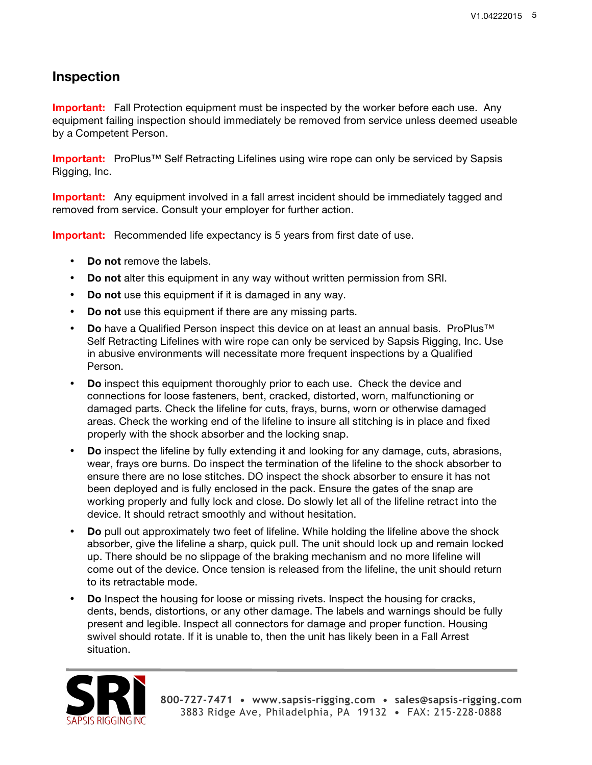## Inspection

**Important:** Fall Protection equipment must be inspected by the worker before each use. Any equipment failing inspection should immediately be removed from service unless deemed useable by a Competent Person.

**Important:** ProPlus™ Self Retracting Lifelines using wire rope can only be serviced by Sapsis Rigging, Inc.

**Important:** Any equipment involved in a fall arrest incident should be immediately tagged and removed from service. Consult your employer for further action.

**Important:** Recommended life expectancy is 5 years from first date of use.

- **Do not** remove the labels.
- **Do not** alter this equipment in any way without written permission from SRI.
- **Do not** use this equipment if it is damaged in any way.
- **Do not** use this equipment if there are any missing parts.
- **Do** have a Qualified Person inspect this device on at least an annual basis. ProPlus™ Self Retracting Lifelines with wire rope can only be serviced by Sapsis Rigging, Inc. Use in abusive environments will necessitate more frequent inspections by a Qualified Person.
- **Do** inspect this equipment thoroughly prior to each use. Check the device and connections for loose fasteners, bent, cracked, distorted, worn, malfunctioning or damaged parts. Check the lifeline for cuts, frays, burns, worn or otherwise damaged areas. Check the working end of the lifeline to insure all stitching is in place and fixed properly with the shock absorber and the locking snap.
- **Do** inspect the lifeline by fully extending it and looking for any damage, cuts, abrasions, wear, frays ore burns. Do inspect the termination of the lifeline to the shock absorber to ensure there are no lose stitches. DO inspect the shock absorber to ensure it has not been deployed and is fully enclosed in the pack. Ensure the gates of the snap are working properly and fully lock and close. Do slowly let all of the lifeline retract into the device. It should retract smoothly and without hesitation.
- **Do** pull out approximately two feet of lifeline. While holding the lifeline above the shock absorber, give the lifeline a sharp, quick pull. The unit should lock up and remain locked up. There should be no slippage of the braking mechanism and no more lifeline will come out of the device. Once tension is released from the lifeline, the unit should return to its retractable mode.
- **Do** Inspect the housing for loose or missing rivets. Inspect the housing for cracks, dents, bends, distortions, or any other damage. The labels and warnings should be fully present and legible. Inspect all connectors for damage and proper function. Housing swivel should rotate. If it is unable to, then the unit has likely been in a Fall Arrest situation.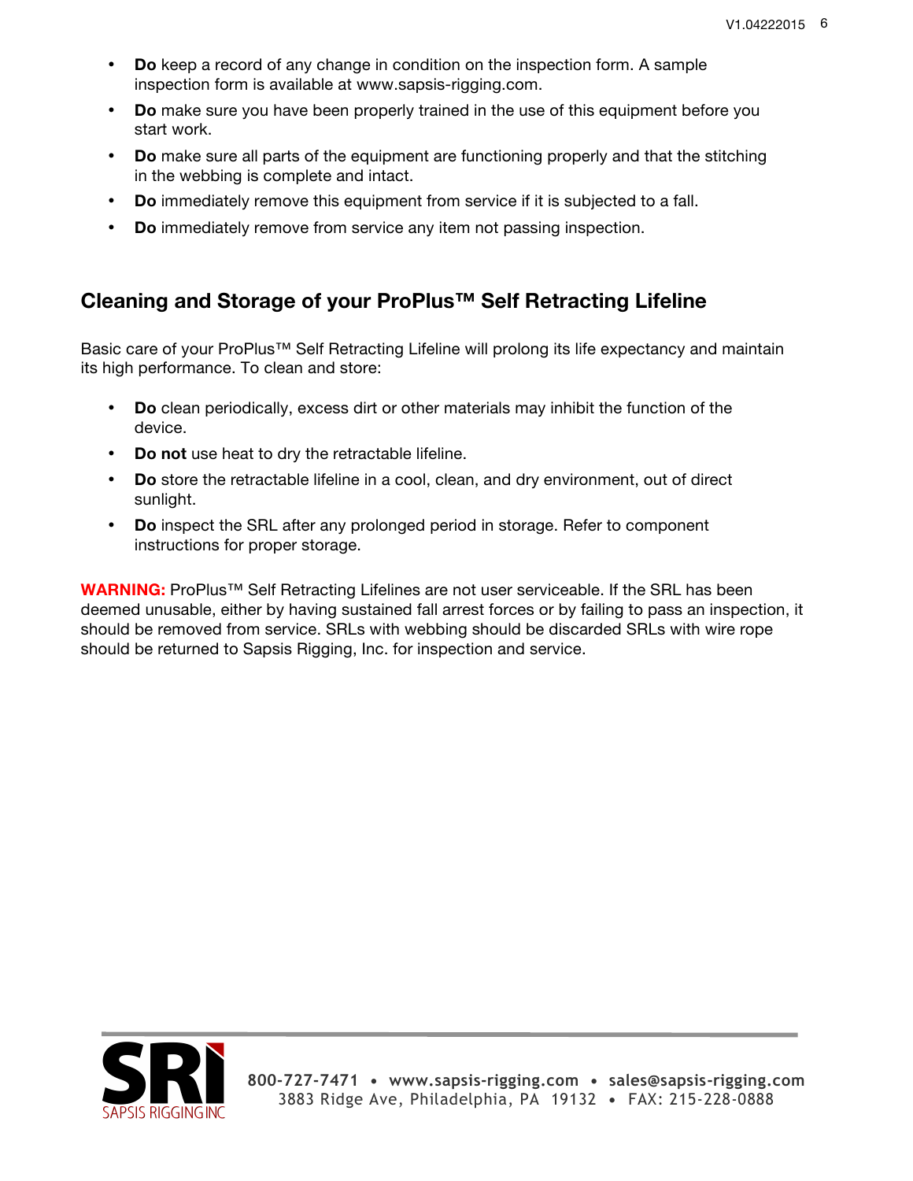- **Do** keep a record of any change in condition on the inspection form. A sample inspection form is available at www.sapsis-rigging.com.
- **Do** make sure you have been properly trained in the use of this equipment before you start work.
- **Do** make sure all parts of the equipment are functioning properly and that the stitching in the webbing is complete and intact.
- **Do** immediately remove this equipment from service if it is subjected to a fall.
- **Do** immediately remove from service any item not passing inspection.

## Cleaning and Storage of your ProPlus™ Self Retracting Lifeline

Basic care of your ProPlus™ Self Retracting Lifeline will prolong its life expectancy and maintain its high performance. To clean and store:

- **Do** clean periodically, excess dirt or other materials may inhibit the function of the device.
- **Do not** use heat to dry the retractable lifeline.
- **Do** store the retractable lifeline in a cool, clean, and dry environment, out of direct sunlight.
- **Do** inspect the SRL after any prolonged period in storage. Refer to component instructions for proper storage.

**WARNING:** ProPlus™ Self Retracting Lifelines are not user serviceable. If the SRL has been deemed unusable, either by having sustained fall arrest forces or by failing to pass an inspection, it should be removed from service. SRLs with webbing should be discarded SRLs with wire rope should be returned to Sapsis Rigging, Inc. for inspection and service.

SRI SAPSIS RIGGING INC

800-727-7471 • www.sapsis-rigging.com • sales@sapsis-rigging.com
3883 Ridge Ave, Philadelphia, PA 19132 • FAX: 215-228-0888